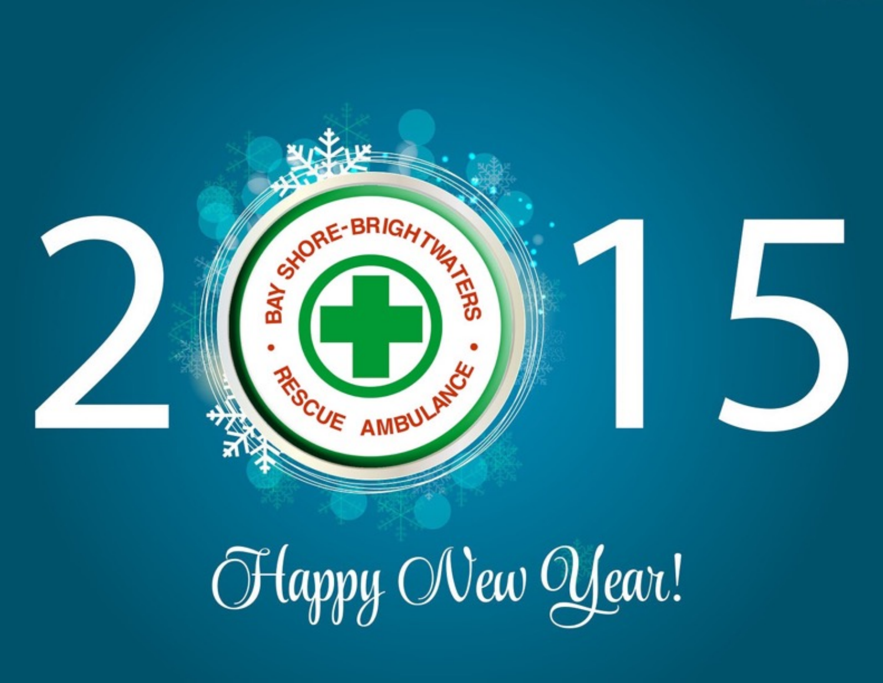# 2015

BAY SHORE-BRIGHTWATERS • RESCUE AMBULANCE •

*Happy New Year!*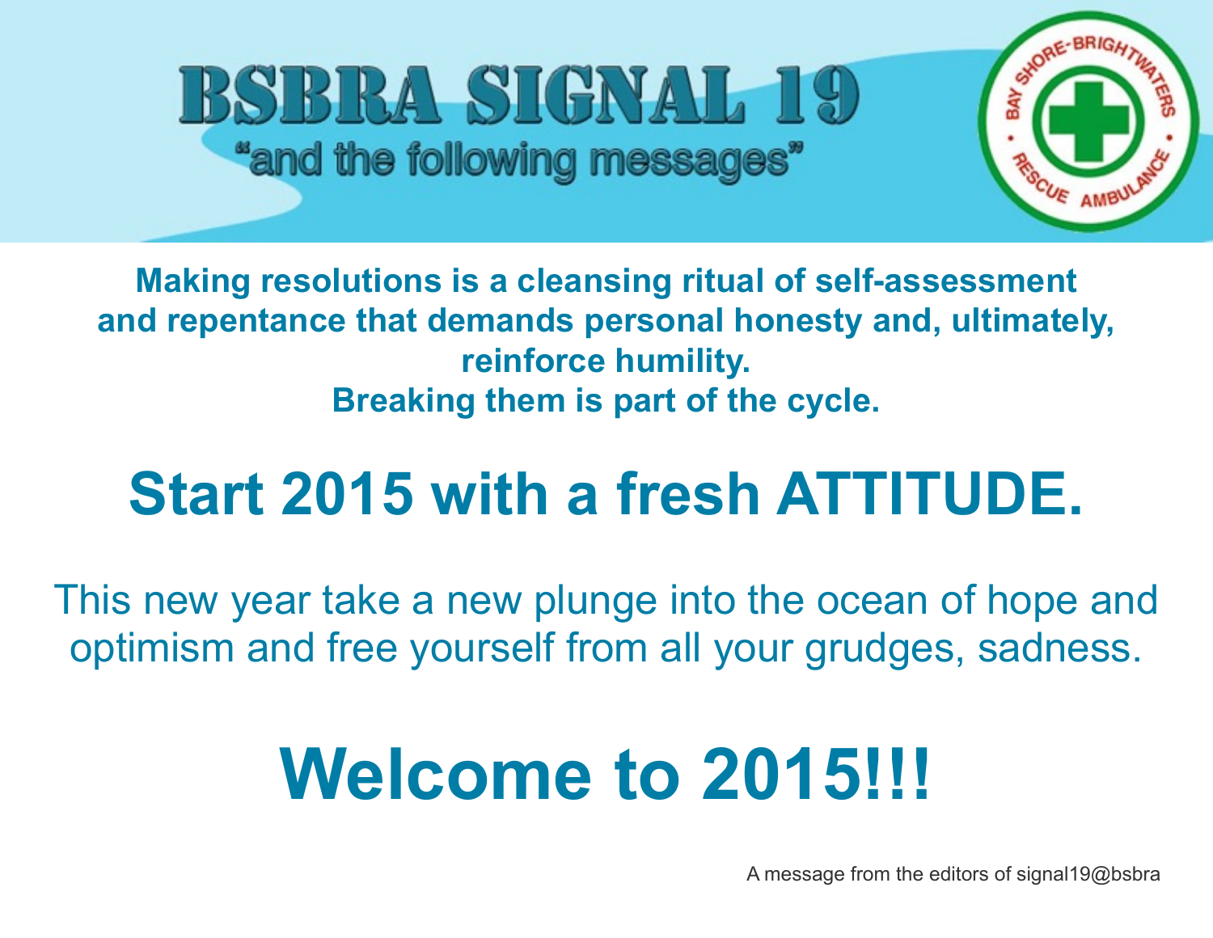# BSBRA SIGNAL 19

"and the following messages"

BAY SHORE-BRIGHTWATERS RESCUE AMBULANCE

**Making resolutions is a cleansing ritual of self-assessment and repentance that demands personal honesty and, ultimately, reinforce humility.**
**Breaking them is part of the cycle.**

## Start 2015 with a fresh ATTITUDE.

This new year take a new plunge into the ocean of hope and optimism and free yourself from all your grudges, sadness.

# Welcome to 2015!!!

A message from the editors of signal19@bsbra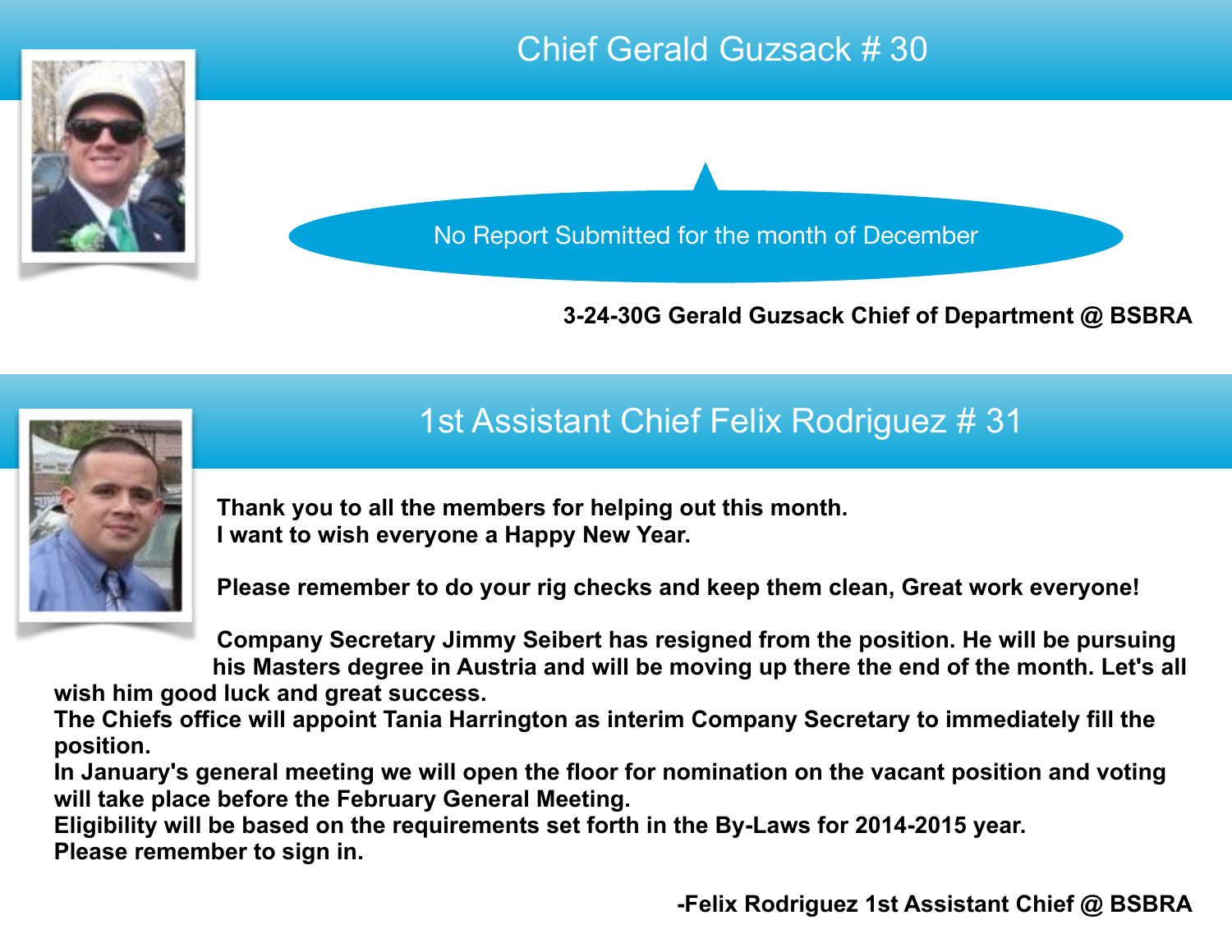## Chief Gerald Guzsack # 30

No Report Submitted for the month of December

**3-24-30G Gerald Guzsack Chief of Department @ BSBRA**

## 1st Assistant Chief Felix Rodriguez # 31

**Thank you to all the members for helping out this month.**
**I want to wish everyone a Happy New Year.**

**Please remember to do your rig checks and keep them clean, Great work everyone!**

**Company Secretary Jimmy Seibert has resigned from the position. He will be pursuing his Masters degree in Austria and will be moving up there the end of the month. Let's all wish him good luck and great success.**
**The Chiefs office will appoint Tania Harrington as interim Company Secretary to immediately fill the position.**
**In January's general meeting we will open the floor for nomination on the vacant position and voting will take place before the February General Meeting.**
**Eligibility will be based on the requirements set forth in the By-Laws for 2014-2015 year.**
**Please remember to sign in.**

**-Felix Rodriguez 1st Assistant Chief @ BSBRA**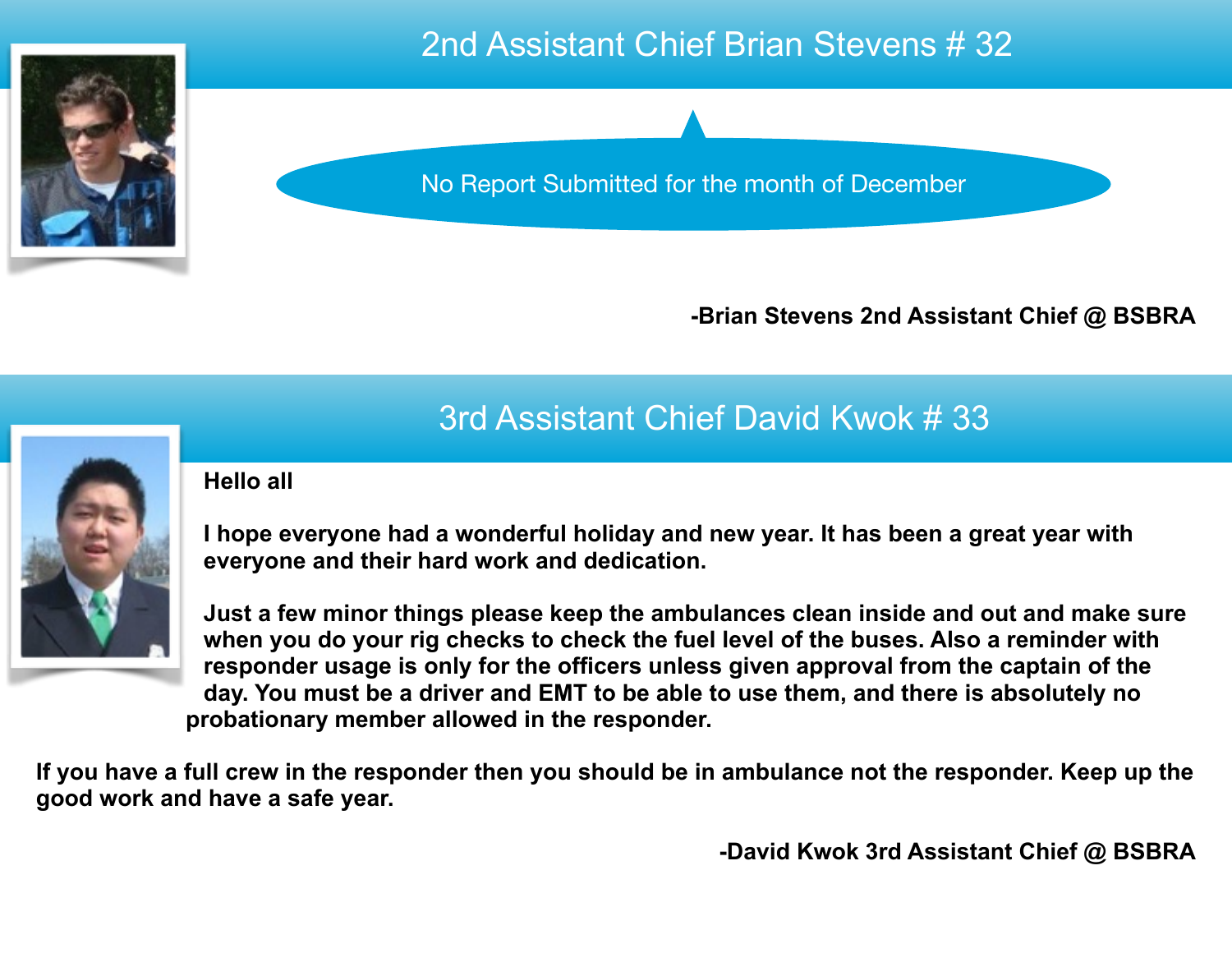## 2nd Assistant Chief Brian Stevens # 32

No Report Submitted for the month of December

**-Brian Stevens 2nd Assistant Chief @ BSBRA**

## 3rd Assistant Chief David Kwok # 33

**Hello all**

**I hope everyone had a wonderful holiday and new year. It has been a great year with everyone and their hard work and dedication.**

**Just a few minor things please keep the ambulances clean inside and out and make sure when you do your rig checks to check the fuel level of the buses. Also a reminder with responder usage is only for the officers unless given approval from the captain of the day. You must be a driver and EMT to be able to use them, and there is absolutely no probationary member allowed in the responder.**

**If you have a full crew in the responder then you should be in ambulance not the responder. Keep up the good work and have a safe year.**

**-David Kwok 3rd Assistant Chief @ BSBRA**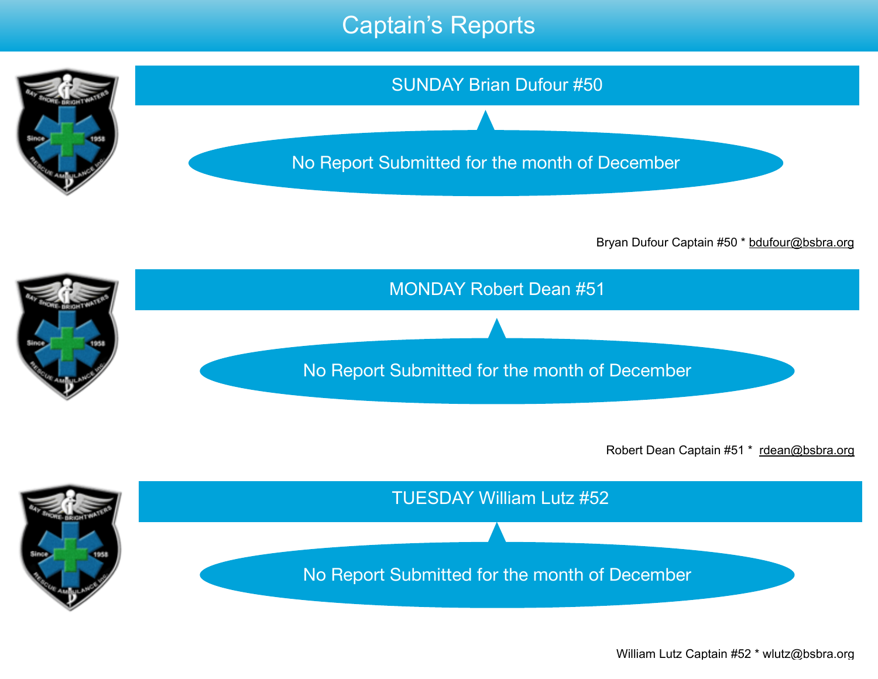# Captain's Reports

## SUNDAY Brian Dufour #50

No Report Submitted for the month of December

Bryan Dufour Captain #50 * bdufour@bsbra.org

## MONDAY Robert Dean #51

No Report Submitted for the month of December

Robert Dean Captain #51 * rdean@bsbra.org

## TUESDAY William Lutz #52

No Report Submitted for the month of December

William Lutz Captain #52 * wlutz@bsbra.org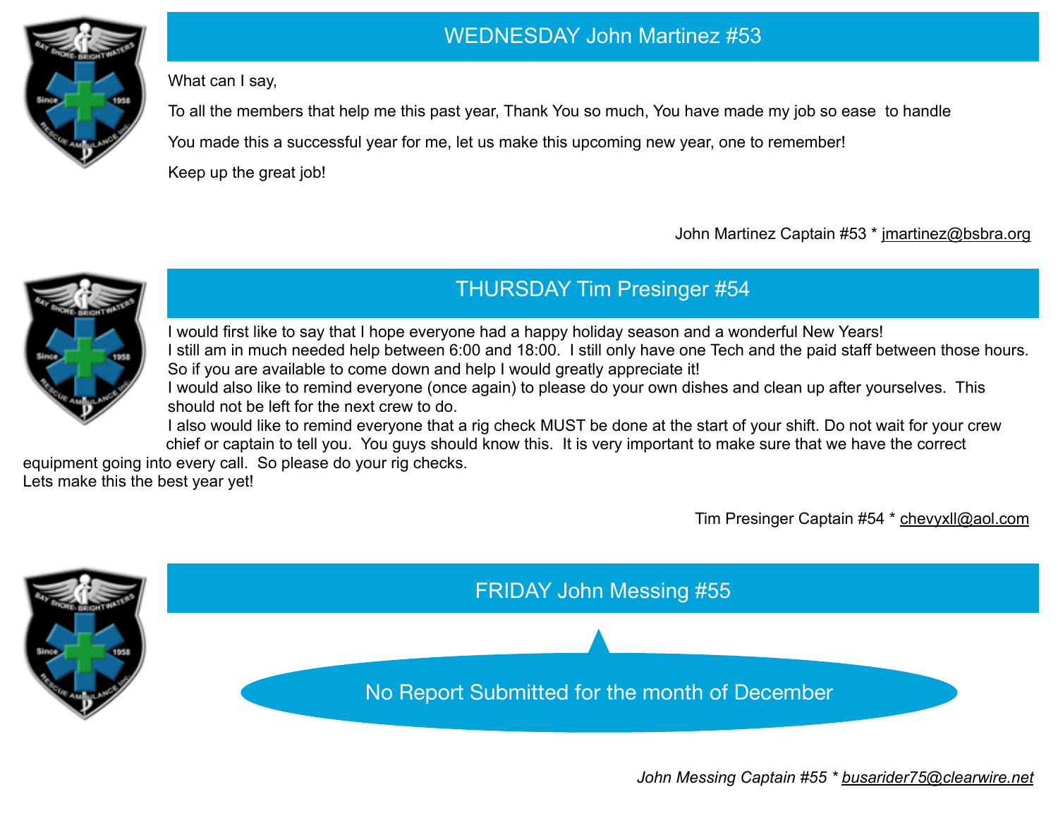## WEDNESDAY John Martinez #53

What can I say,

To all the members that help me this past year, Thank You so much, You have made my job so ease to handle

You made this a successful year for me, let us make this upcoming new year, one to remember!

Keep up the great job!

John Martinez Captain #53 * jmartinez@bsbra.org

## THURSDAY Tim Presinger #54

I would first like to say that I hope everyone had a happy holiday season and a wonderful New Years!
I still am in much needed help between 6:00 and 18:00. I still only have one Tech and the paid staff between those hours. So if you are available to come down and help I would greatly appreciate it!
I would also like to remind everyone (once again) to please do your own dishes and clean up after yourselves. This should not be left for the next crew to do.
I also would like to remind everyone that a rig check MUST be done at the start of your shift. Do not wait for your crew chief or captain to tell you. You guys should know this. It is very important to make sure that we have the correct equipment going into every call. So please do your rig checks.
Lets make this the best year yet!

Tim Presinger Captain #54 * chevyxll@aol.com

## FRIDAY John Messing #55

No Report Submitted for the month of December

*John Messing Captain #55 * busarider75@clearwire.net*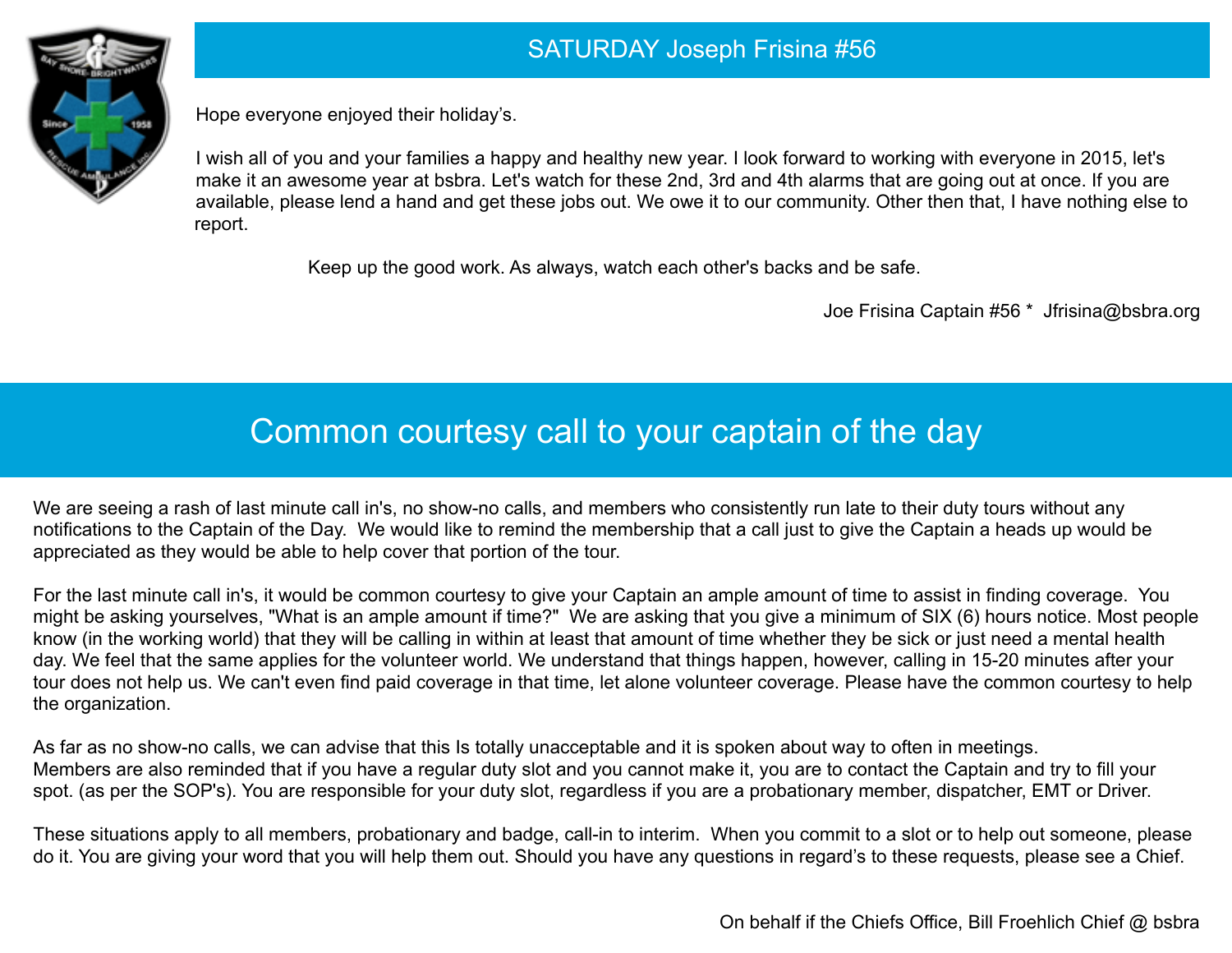## SATURDAY Joseph Frisina #56

Hope everyone enjoyed their holiday's.

I wish all of you and your families a happy and healthy new year. I look forward to working with everyone in 2015, let's make it an awesome year at bsbra. Let's watch for these 2nd, 3rd and 4th alarms that are going out at once. If you are available, please lend a hand and get these jobs out. We owe it to our community. Other then that, I have nothing else to report.

Keep up the good work. As always, watch each other's backs and be safe.

Joe Frisina Captain #56 * Jfrisina@bsbra.org

## Common courtesy call to your captain of the day

We are seeing a rash of last minute call in's, no show-no calls, and members who consistently run late to their duty tours without any notifications to the Captain of the Day. We would like to remind the membership that a call just to give the Captain a heads up would be appreciated as they would be able to help cover that portion of the tour.

For the last minute call in's, it would be common courtesy to give your Captain an ample amount of time to assist in finding coverage. You might be asking yourselves, "What is an ample amount if time?" We are asking that you give a minimum of SIX (6) hours notice. Most people know (in the working world) that they will be calling in within at least that amount of time whether they be sick or just need a mental health day. We feel that the same applies for the volunteer world. We understand that things happen, however, calling in 15-20 minutes after your tour does not help us. We can't even find paid coverage in that time, let alone volunteer coverage. Please have the common courtesy to help the organization.

As far as no show-no calls, we can advise that this Is totally unacceptable and it is spoken about way to often in meetings. Members are also reminded that if you have a regular duty slot and you cannot make it, you are to contact the Captain and try to fill your spot. (as per the SOP's). You are responsible for your duty slot, regardless if you are a probationary member, dispatcher, EMT or Driver.

These situations apply to all members, probationary and badge, call-in to interim. When you commit to a slot or to help out someone, please do it. You are giving your word that you will help them out. Should you have any questions in regard's to these requests, please see a Chief.

On behalf if the Chiefs Office, Bill Froehlich Chief @ bsbra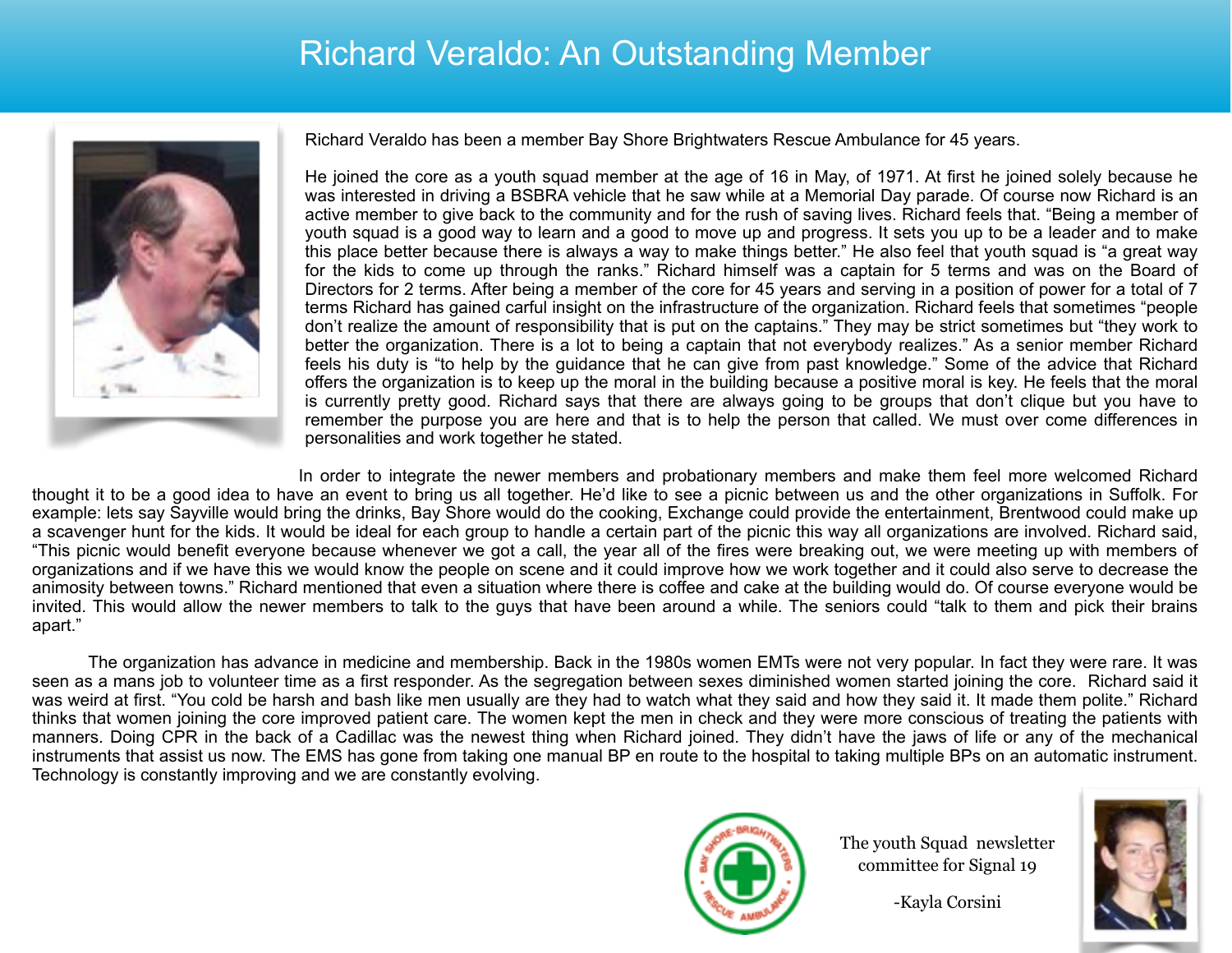# Richard Veraldo: An Outstanding Member

Richard Veraldo has been a member Bay Shore Brightwaters Rescue Ambulance for 45 years.

He joined the core as a youth squad member at the age of 16 in May, of 1971. At first he joined solely because he was interested in driving a BSBRA vehicle that he saw while at a Memorial Day parade. Of course now Richard is an active member to give back to the community and for the rush of saving lives. Richard feels that. "Being a member of youth squad is a good way to learn and a good to move up and progress. It sets you up to be a leader and to make this place better because there is always a way to make things better." He also feel that youth squad is "a great way for the kids to come up through the ranks." Richard himself was a captain for 5 terms and was on the Board of Directors for 2 terms. After being a member of the core for 45 years and serving in a position of power for a total of 7 terms Richard has gained carful insight on the infrastructure of the organization. Richard feels that sometimes "people don't realize the amount of responsibility that is put on the captains." They may be strict sometimes but "they work to better the organization. There is a lot to being a captain that not everybody realizes." As a senior member Richard feels his duty is "to help by the guidance that he can give from past knowledge." Some of the advice that Richard offers the organization is to keep up the moral in the building because a positive moral is key. He feels that the moral is currently pretty good. Richard says that there are always going to be groups that don't clique but you have to remember the purpose you are here and that is to help the person that called. We must over come differences in personalities and work together he stated.

In order to integrate the newer members and probationary members and make them feel more welcomed Richard thought it to be a good idea to have an event to bring us all together. He'd like to see a picnic between us and the other organizations in Suffolk. For example: lets say Sayville would bring the drinks, Bay Shore would do the cooking, Exchange could provide the entertainment, Brentwood could make up a scavenger hunt for the kids. It would be ideal for each group to handle a certain part of the picnic this way all organizations are involved. Richard said, "This picnic would benefit everyone because whenever we got a call, the year all of the fires were breaking out, we were meeting up with members of organizations and if we have this we would know the people on scene and it could improve how we work together and it could also serve to decrease the animosity between towns." Richard mentioned that even a situation where there is coffee and cake at the building would do. Of course everyone would be invited. This would allow the newer members to talk to the guys that have been around a while. The seniors could "talk to them and pick their brains apart."

The organization has advance in medicine and membership. Back in the 1980s women EMTs were not very popular. In fact they were rare. It was seen as a mans job to volunteer time as a first responder. As the segregation between sexes diminished women started joining the core. Richard said it was weird at first. "You cold be harsh and bash like men usually are they had to watch what they said and how they said it. It made them polite." Richard thinks that women joining the core improved patient care. The women kept the men in check and they were more conscious of treating the patients with manners. Doing CPR in the back of a Cadillac was the newest thing when Richard joined. They didn't have the jaws of life or any of the mechanical instruments that assist us now. The EMS has gone from taking one manual BP en route to the hospital to taking multiple BPs on an automatic instrument. Technology is constantly improving and we are constantly evolving.

The youth Squad newsletter committee for Signal 19

-Kayla Corsini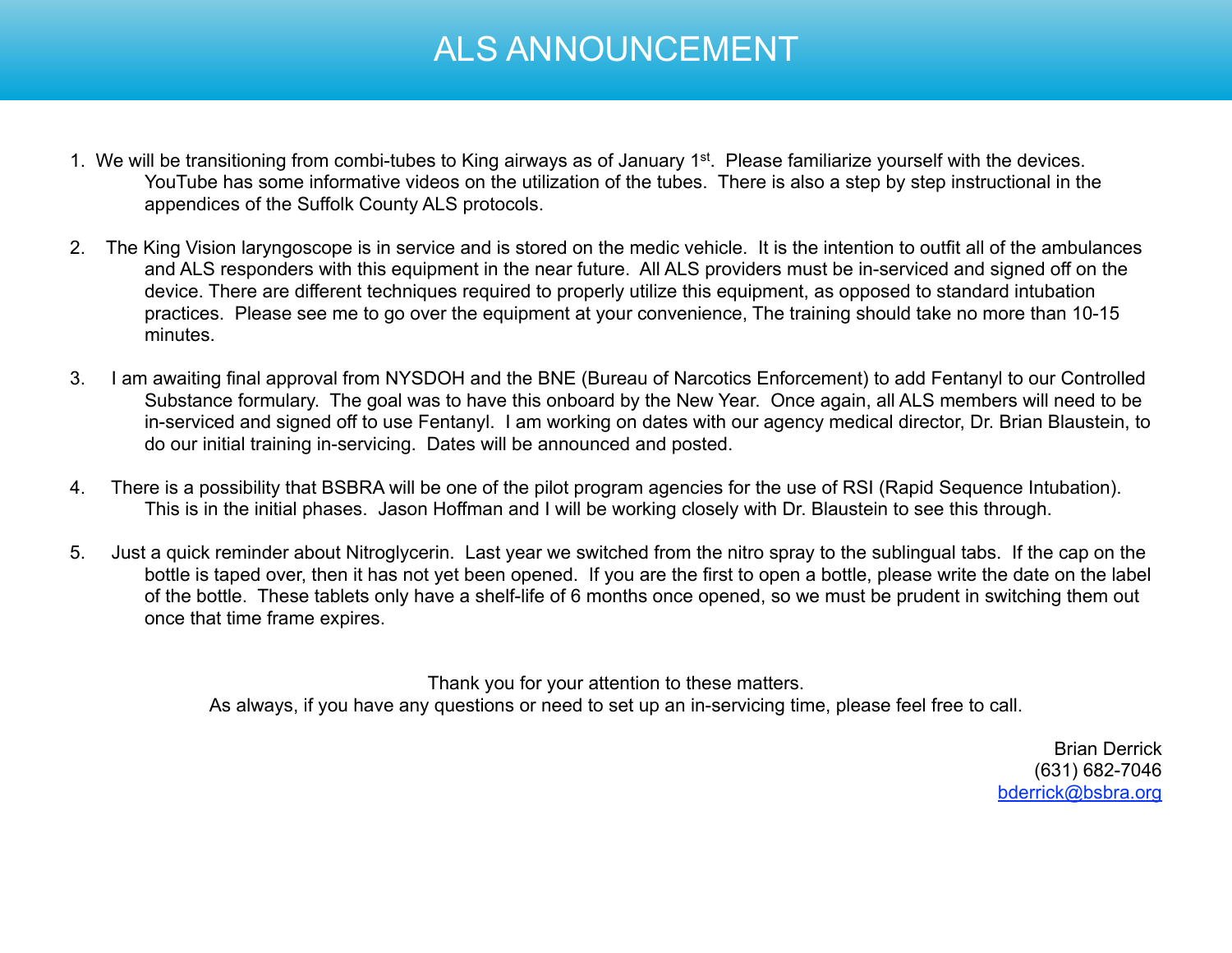# ALS ANNOUNCEMENT

1. We will be transitioning from combi-tubes to King airways as of January 1st. Please familiarize yourself with the devices. YouTube has some informative videos on the utilization of the tubes. There is also a step by step instructional in the appendices of the Suffolk County ALS protocols.

2. The King Vision laryngoscope is in service and is stored on the medic vehicle. It is the intention to outfit all of the ambulances and ALS responders with this equipment in the near future. All ALS providers must be in-serviced and signed off on the device. There are different techniques required to properly utilize this equipment, as opposed to standard intubation practices. Please see me to go over the equipment at your convenience, The training should take no more than 10-15 minutes.

3. I am awaiting final approval from NYSDOH and the BNE (Bureau of Narcotics Enforcement) to add Fentanyl to our Controlled Substance formulary. The goal was to have this onboard by the New Year. Once again, all ALS members will need to be in-serviced and signed off to use Fentanyl. I am working on dates with our agency medical director, Dr. Brian Blaustein, to do our initial training in-servicing. Dates will be announced and posted.

4. There is a possibility that BSBRA will be one of the pilot program agencies for the use of RSI (Rapid Sequence Intubation). This is in the initial phases. Jason Hoffman and I will be working closely with Dr. Blaustein to see this through.

5. Just a quick reminder about Nitroglycerin. Last year we switched from the nitro spray to the sublingual tabs. If the cap on the bottle is taped over, then it has not yet been opened. If you are the first to open a bottle, please write the date on the label of the bottle. These tablets only have a shelf-life of 6 months once opened, so we must be prudent in switching them out once that time frame expires.

Thank you for your attention to these matters.
As always, if you have any questions or need to set up an in-servicing time, please feel free to call.

Brian Derrick
(631) 682-7046
bderrick@bsbra.org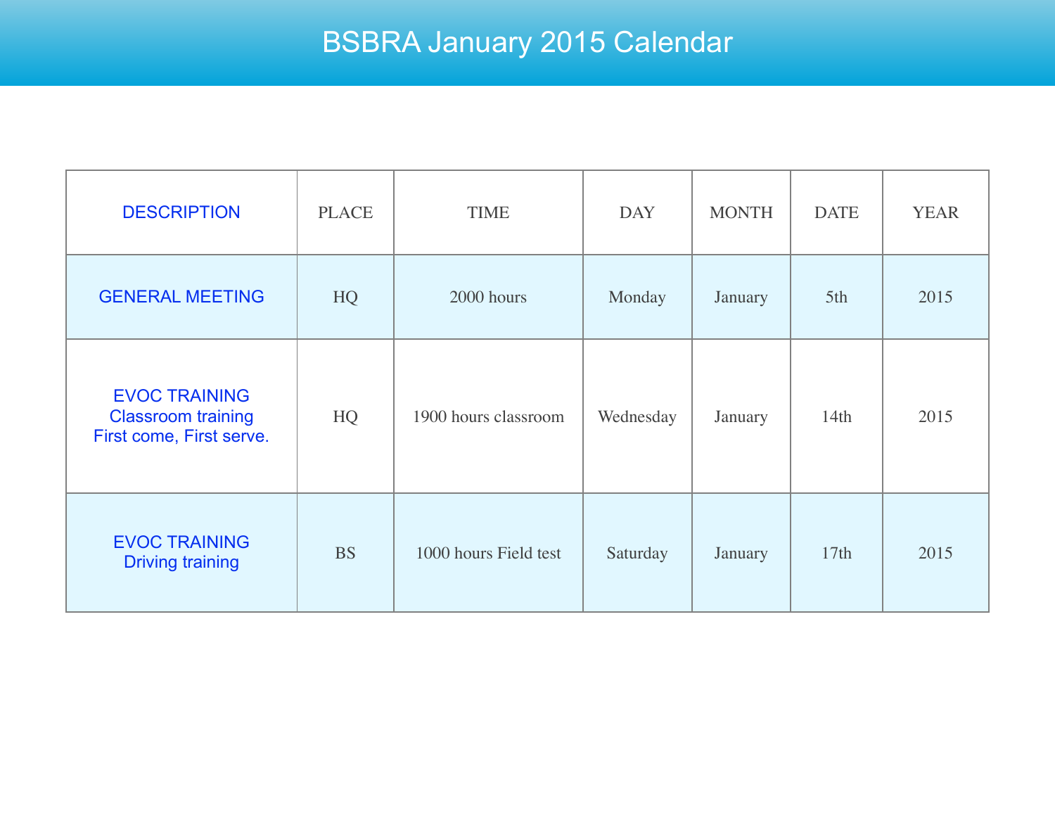# BSBRA January 2015 Calendar

| DESCRIPTION | PLACE | TIME | DAY | MONTH | DATE | YEAR |
| --- | --- | --- | --- | --- | --- | --- |
| GENERAL MEETING | HQ | 2000 hours | Monday | January | 5th | 2015 |
| EVOC TRAINING Classroom training First come, First serve. | HQ | 1900 hours classroom | Wednesday | January | 14th | 2015 |
| EVOC TRAINING Driving training | BS | 1000 hours Field test | Saturday | January | 17th | 2015 |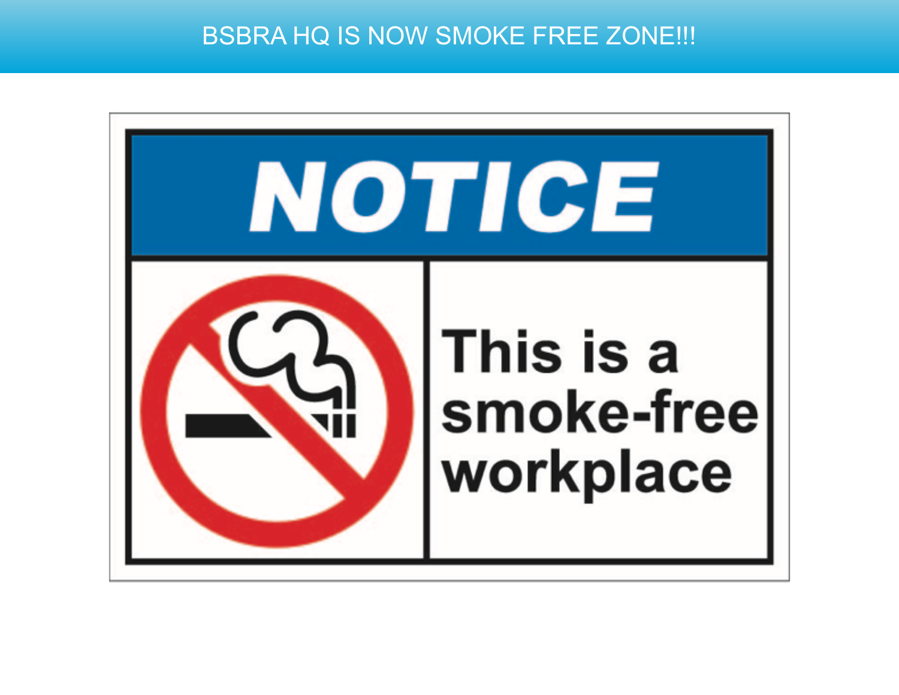# BSBRA HQ IS NOW SMOKE FREE ZONE!!!

**NOTICE**

**This is a smoke-free workplace**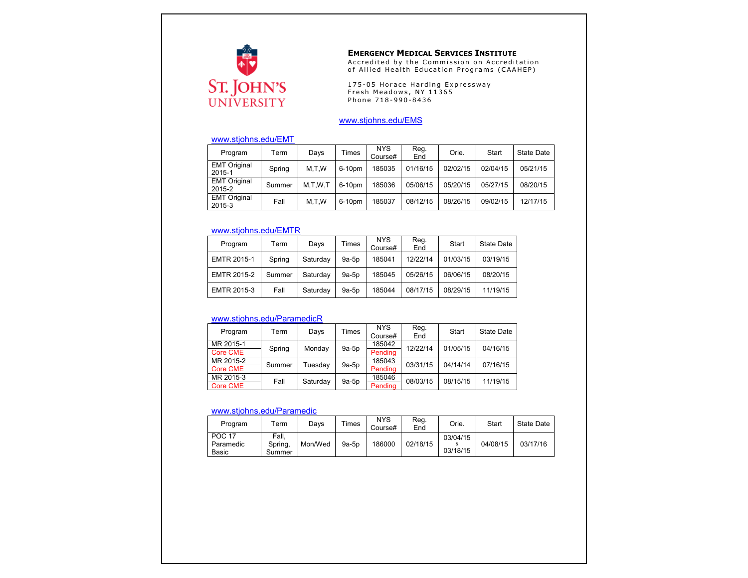ST. JOHN'S UNIVERSITY

## EMERGENCY MEDICAL SERVICES INSTITUTE

Accredited by the Commission on Accreditation of Allied Health Education Programs (CAAHEP)

175-05 Horace Harding Expressway
Fresh Meadows, NY 11365
Phone 718-990-8436

www.stjohns.edu/EMS

www.stjohns.edu/EMT

| Program | Term | Days | Times | NYS Course# | Reg. End | Orie. | Start | State Date |
|---|---|---|---|---|---|---|---|---|
| EMT Original 2015-1 | Spring | M,T,W | 6-10pm | 185035 | 01/16/15 | 02/02/15 | 02/04/15 | 05/21/15 |
| EMT Original 2015-2 | Summer | M,T,W,T | 6-10pm | 185036 | 05/06/15 | 05/20/15 | 05/27/15 | 08/20/15 |
| EMT Original 2015-3 | Fall | M,T,W | 6-10pm | 185037 | 08/12/15 | 08/26/15 | 09/02/15 | 12/17/15 |

www.stjohns.edu/EMTR

| Program | Term | Days | Times | NYS Course# | Reg. End | Start | State Date |
|---|---|---|---|---|---|---|---|
| EMTR 2015-1 | Spring | Saturday | 9a-5p | 185041 | 12/22/14 | 01/03/15 | 03/19/15 |
| EMTR 2015-2 | Summer | Saturday | 9a-5p | 185045 | 05/26/15 | 06/06/15 | 08/20/15 |
| EMTR 2015-3 | Fall | Saturday | 9a-5p | 185044 | 08/17/15 | 08/29/15 | 11/19/15 |

www.stjohns.edu/ParamedicR

| Program | Term | Days | Times | NYS Course# | Reg. End | Start | State Date |
|---|---|---|---|---|---|---|---|
| MR 2015-1 / Core CME | Spring | Monday | 9a-5p | 185042 / Pending | 12/22/14 | 01/05/15 | 04/16/15 |
| MR 2015-2 / Core CME | Summer | Tuesday | 9a-5p | 185043 / Pending | 03/31/15 | 04/14/14 | 07/16/15 |
| MR 2015-3 / Core CME | Fall | Saturday | 9a-5p | 185046 / Pending | 08/03/15 | 08/15/15 | 11/19/15 |

www.stjohns.edu/Paramedic

| Program | Term | Days | Times | NYS Course# | Reg. End | Orie. | Start | State Date |
|---|---|---|---|---|---|---|---|---|
| POC 17 Paramedic Basic | Fall, Spring, Summer | Mon/Wed | 9a-5p | 186000 | 02/18/15 | 03/04/15 & 03/18/15 | 04/08/15 | 03/17/16 |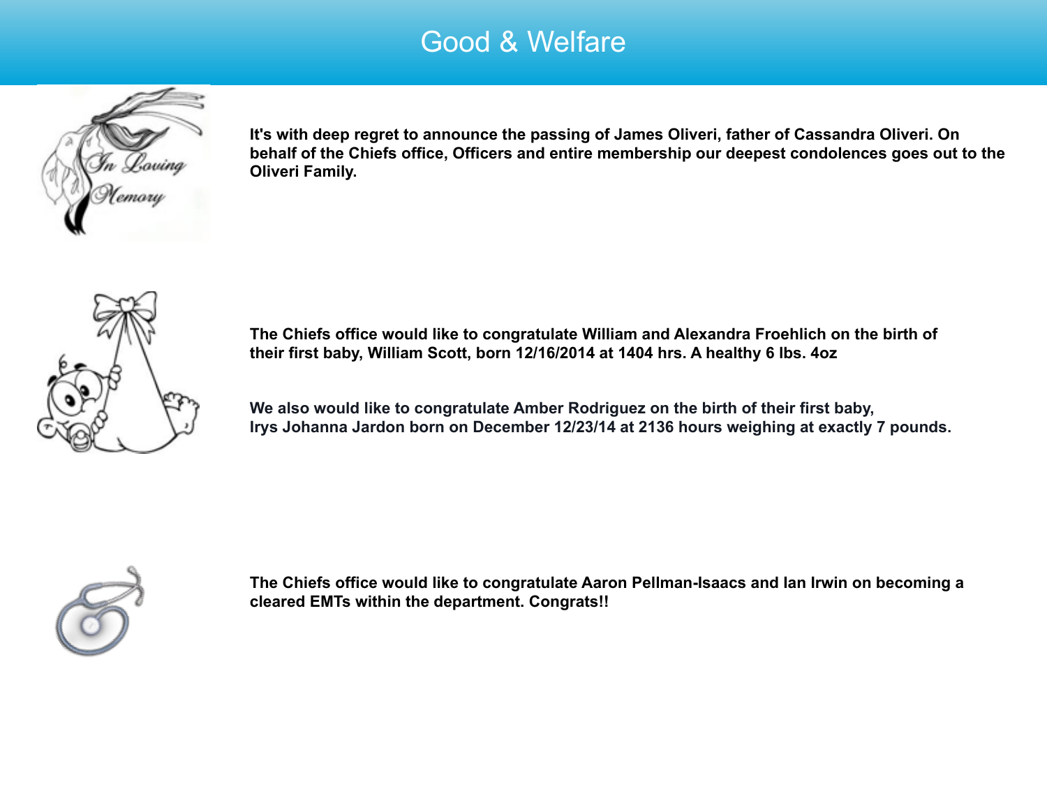# Good & Welfare

**It's with deep regret to announce the passing of James Oliveri, father of Cassandra Oliveri. On behalf of the Chiefs office, Officers and entire membership our deepest condolences goes out to the Oliveri Family.**

**The Chiefs office would like to congratulate William and Alexandra Froehlich on the birth of their first baby, William Scott, born 12/16/2014 at 1404 hrs. A healthy 6 lbs. 4oz**

**We also would like to congratulate Amber Rodriguez on the birth of their first baby, Irys Johanna Jardon born on December 12/23/14 at 2136 hours weighing at exactly 7 pounds.**

**The Chiefs office would like to congratulate Aaron Pellman-Isaacs and Ian Irwin on becoming a cleared EMTs within the department. Congrats!!**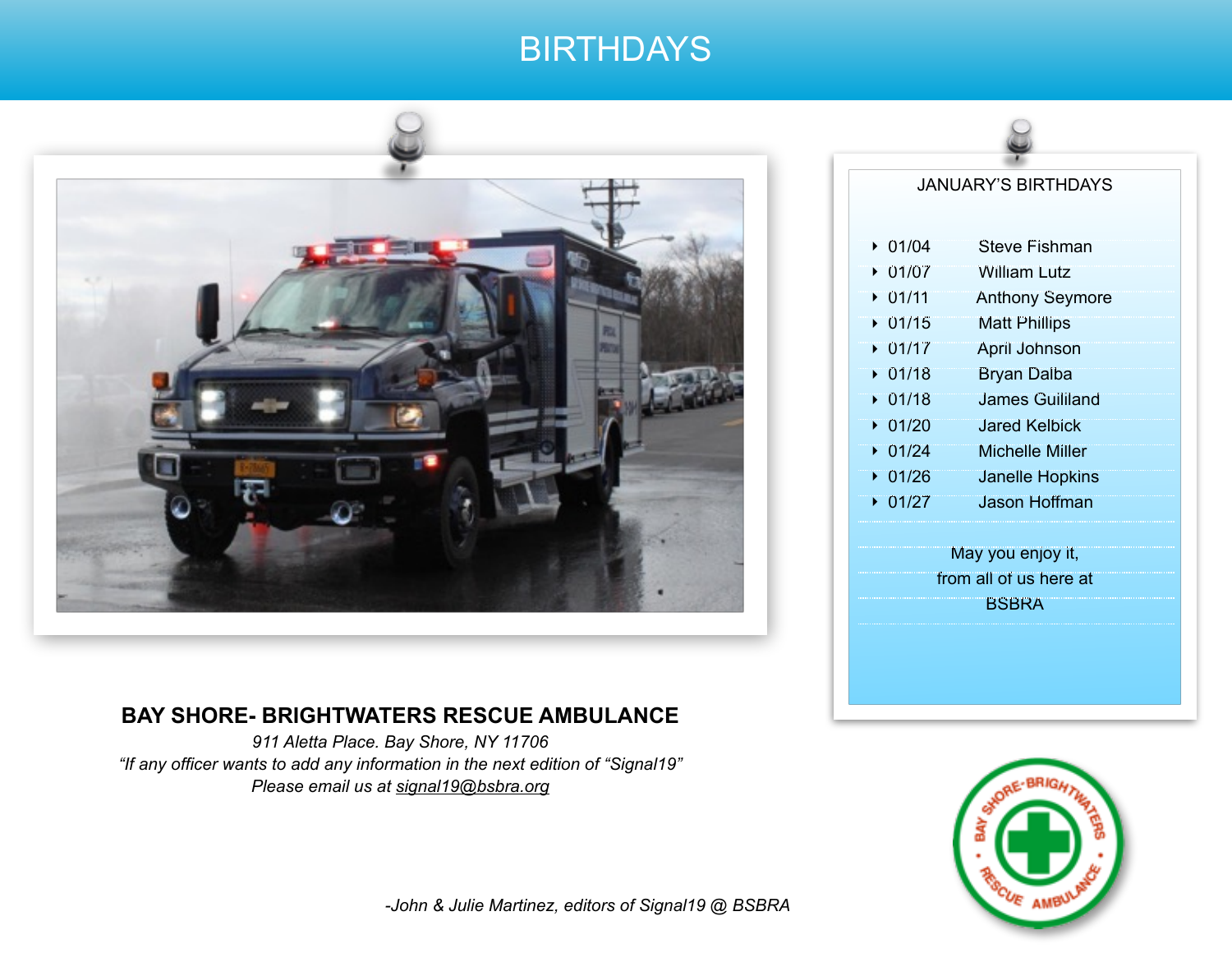# BIRTHDAYS

## JANUARY'S BIRTHDAYS

- 01/04 Steve Fishman
- 01/07 William Lutz
- 01/11 Anthony Seymore
- 01/15 Matt Phillips
- 01/17 April Johnson
- 01/18 Bryan Dalba
- 01/18 James Guililand
- 01/20 Jared Kelbick
- 01/24 Michelle Miller
- 01/26 Janelle Hopkins
- 01/27 Jason Hoffman

May you enjoy it,
from all of us here at
BSBRA

**BAY SHORE- BRIGHTWATERS RESCUE AMBULANCE**

*911 Aletta Place. Bay Shore, NY 11706*

*"If any officer wants to add any information in the next edition of "Signal19"*

*Please email us at signal19@bsbra.org*

*-John & Julie Martinez, editors of Signal19 @ BSBRA*